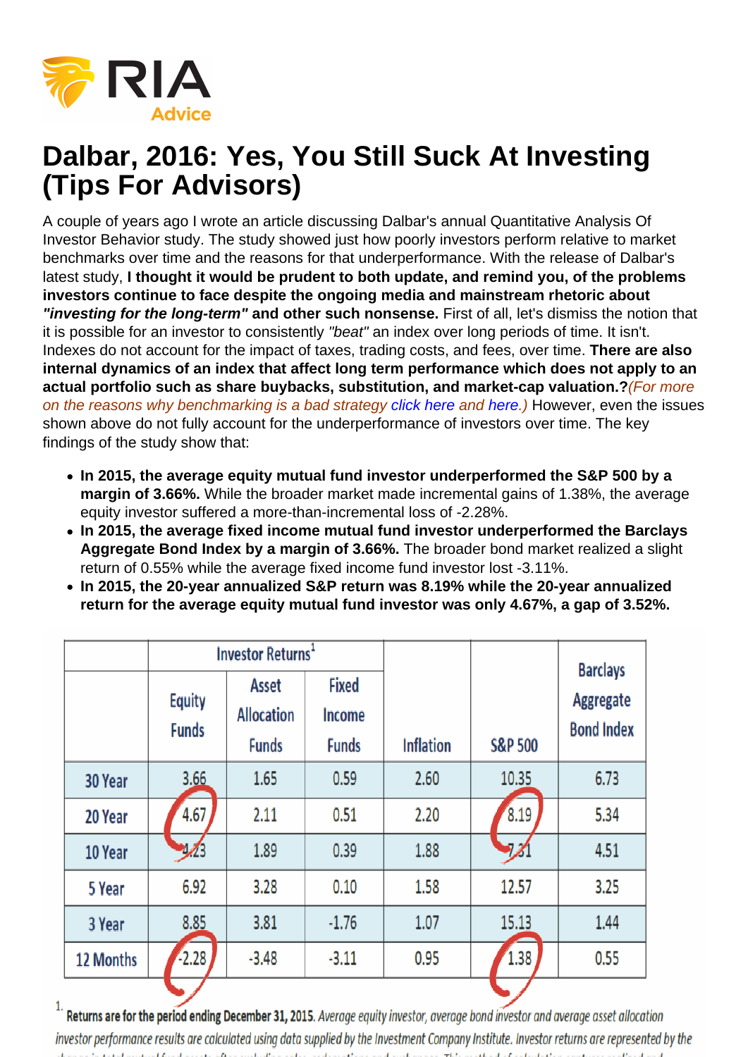# Dalbar, 2016: Yes, You Still Suck At Investing (Tips For Advisors)

A couple of years ago I wrote an article discussing Dalbar's annual Quantitative Analysis Of Investor Behavior study. The study showed just how poorly investors perform relative to market benchmarks over time and the reasons for that underperformance. With the release of Dalbar's latest study, **I thought it would be prudent to both update, and remind you, of the problems investors continue to face despite the ongoing media and mainstream rhetoric about *"investing for the long-term"* and other such nonsense.** First of all, let's dismiss the notion that it is possible for an investor to consistently *"beat"* an index over long periods of time. It isn't. Indexes do not account for the impact of taxes, trading costs, and fees, over time. **There are also internal dynamics of an index that affect long term performance which does not apply to an actual portfolio such as share buybacks, substitution, and market-cap valuation.?***(For more on the reasons why benchmarking is a bad strategy click here and here.)* However, even the issues shown above do not fully account for the underperformance of investors over time. The key findings of the study show that:

- **In 2015, the average equity mutual fund investor underperformed the S&P 500 by a margin of 3.66%.** While the broader market made incremental gains of 1.38%, the average equity investor suffered a more-than-incremental loss of -2.28%.
- **In 2015, the average fixed income mutual fund investor underperformed the Barclays Aggregate Bond Index by a margin of 3.66%.** The broader bond market realized a slight return of 0.55% while the average fixed income fund investor lost -3.11%.
- **In 2015, the 20-year annualized S&P return was 8.19% while the 20-year annualized return for the average equity mutual fund investor was only 4.67%, a gap of 3.52%.**

| | Investor Returns[1] | | | | | |
|---|---|---|---|---|---|---|
| | Equity Funds | Asset Allocation Funds | Fixed Income Funds | Inflation | S&P 500 | Barclays Aggregate Bond Index |
| 30 Year | 3.66 | 1.65 | 0.59 | 2.60 | 10.35 | 6.73 |
| 20 Year | 4.67 | 2.11 | 0.51 | 2.20 | 8.19 | 5.34 |
| 10 Year | 4.23 | 1.89 | 0.39 | 1.88 | 7.31 | 4.51 |
| 5 Year | 6.92 | 3.28 | 0.10 | 1.58 | 12.57 | 3.25 |
| 3 Year | 8.85 | 3.81 | -1.76 | 1.07 | 15.13 | 1.44 |
| 12 Months | -2.28 | -3.48 | -3.11 | 0.95 | 1.38 | 0.55 |

[1] **Returns are for the period ending December 31, 2015.** *Average equity investor, average bond investor and average asset allocation investor performance results are calculated using data supplied by the Investment Company Institute. Investor returns are represented by the*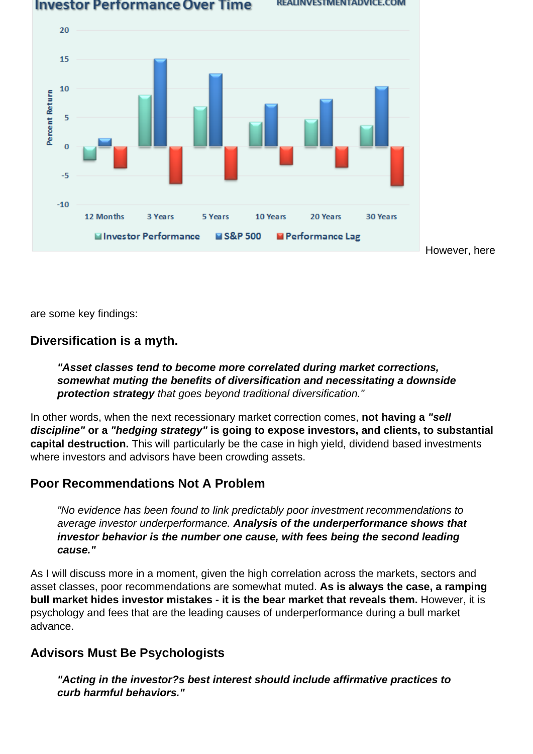However, here are some key findings:

## Diversification is a myth.

> ***"Asset classes tend to become more correlated during market corrections, somewhat muting the benefits of diversification and necessitating a downside protection strategy** that goes beyond traditional diversification."*

In other words, when the next recessionary market correction comes, **not having a *"sell discipline"* or a *"hedging strategy"* is going to expose investors, and clients, to substantial capital destruction.** This will particularly be the case in high yield, dividend based investments where investors and advisors have been crowding assets.

## Poor Recommendations Not A Problem

> *"No evidence has been found to link predictably poor investment recommendations to average investor underperformance. **Analysis of the underperformance shows that investor behavior is the number one cause, with fees being the second leading cause."***

As I will discuss more in a moment, given the high correlation across the markets, sectors and asset classes, poor recommendations are somewhat muted. **As is always the case, a ramping bull market hides investor mistakes - it is the bear market that reveals them.** However, it is psychology and fees that are the leading causes of underperformance during a bull market advance.

## Advisors Must Be Psychologists

> ***"Acting in the investor?s best interest should include affirmative practices to curb harmful behaviors."***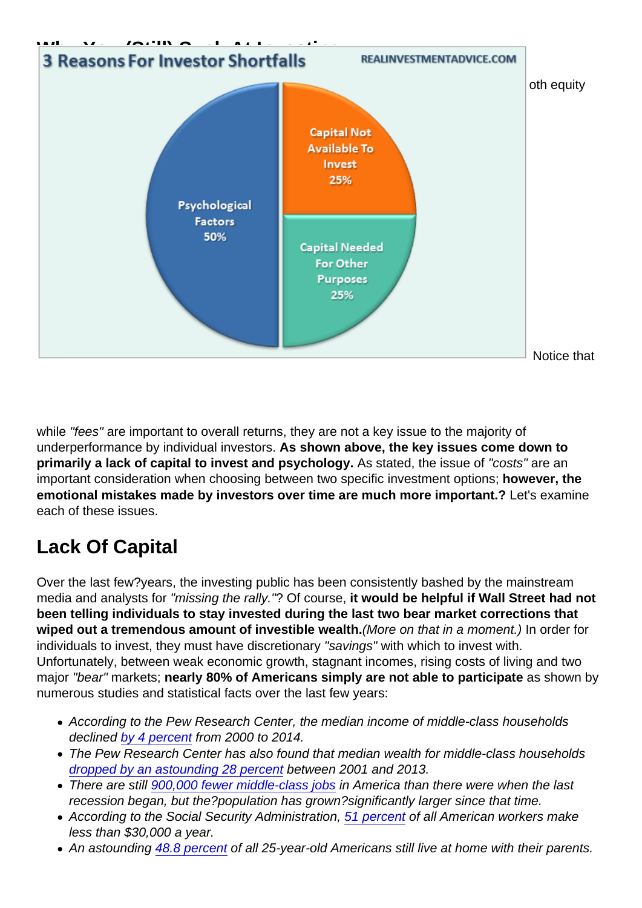Notice that while *"fees"* are important to overall returns, they are not a key issue to the majority of underperformance by individual investors. **As shown above, the key issues come down to primarily a lack of capital to invest and psychology.** As stated, the issue of *"costs"* are an important consideration when choosing between two specific investment options; **however, the emotional mistakes made by investors over time are much more important.?** Let's examine each of these issues.

## Lack Of Capital

Over the last few?years, the investing public has been consistently bashed by the mainstream media and analysts for *"missing the rally."*? Of course, **it would be helpful if Wall Street had not been telling individuals to stay invested during the last two bear market corrections that wiped out a tremendous amount of investible wealth.***(More on that in a moment.)* In order for individuals to invest, they must have discretionary *"savings"* with which to invest with. Unfortunately, between weak economic growth, stagnant incomes, rising costs of living and two major *"bear"* markets; **nearly 80% of Americans simply are not able to participate** as shown by numerous studies and statistical facts over the last few years:

- *According to the Pew Research Center, the median income of middle-class households declined by 4 percent from 2000 to 2014.*
- *The Pew Research Center has also found that median wealth for middle-class households dropped by an astounding 28 percent between 2001 and 2013.*
- *There are still 900,000 fewer middle-class jobs in America than there were when the last recession began, but the?population has grown?significantly larger since that time.*
- *According to the Social Security Administration, 51 percent of all American workers make less than $30,000 a year.*
- *An astounding 48.8 percent of all 25-year-old Americans still live at home with their parents.*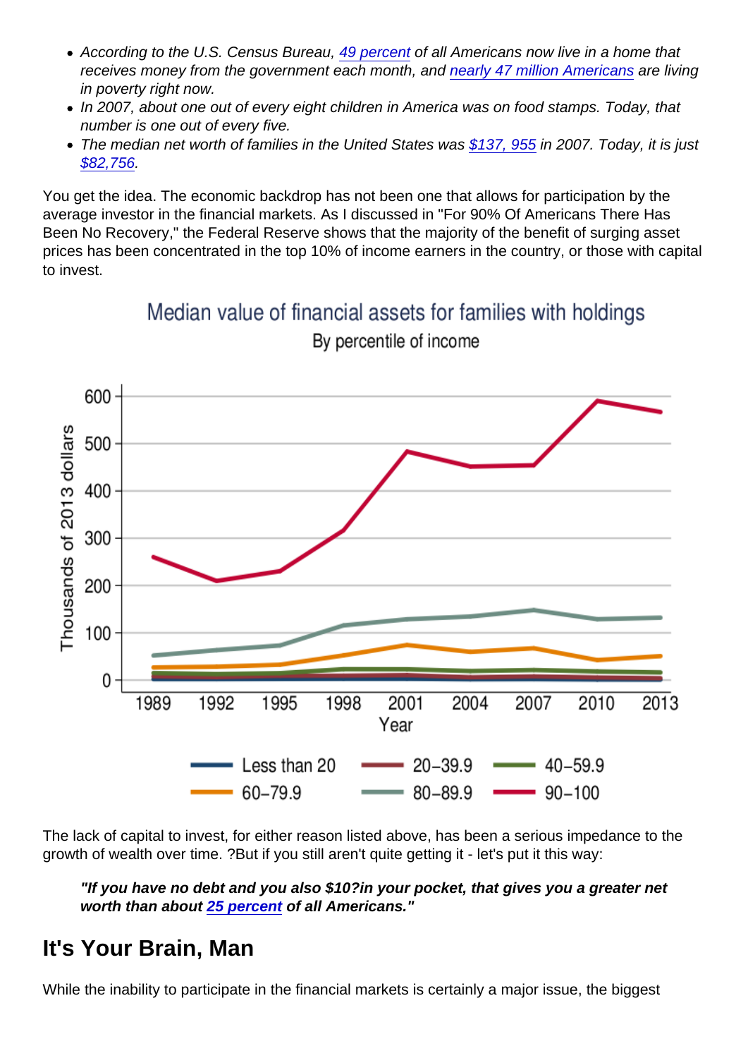- *According to the U.S. Census Bureau, 49 percent of all Americans now live in a home that receives money from the government each month, and nearly 47 million Americans are living in poverty right now.*
- *In 2007, about one out of every eight children in America was on food stamps. Today, that number is one out of every five.*
- *The median net worth of families in the United States was $137, 955 in 2007. Today, it is just $82,756.*

You get the idea. The economic backdrop has not been one that allows for participation by the average investor in the financial markets. As I discussed in "For 90% Of Americans There Has Been No Recovery," the Federal Reserve shows that the majority of the benefit of surging asset prices has been concentrated in the top 10% of income earners in the country, or those with capital to invest.

Median value of financial assets for families with holdings
By percentile of income

The lack of capital to invest, for either reason listed above, has been a serious impedance to the growth of wealth over time. ?But if you still aren't quite getting it - let's put it this way:

> ***"If you have no debt and you also $10?in your pocket, that gives you a greater net worth than about 25 percent of all Americans."***

## It's Your Brain, Man

While the inability to participate in the financial markets is certainly a major issue, the biggest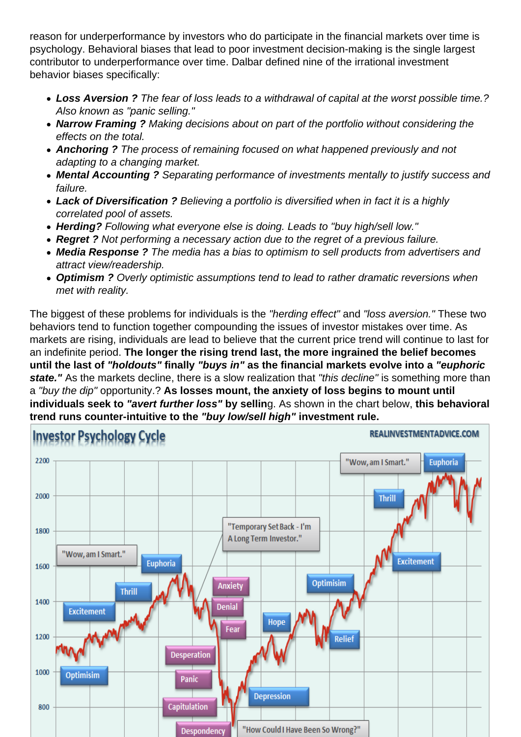reason for underperformance by investors who do participate in the financial markets over time is psychology. Behavioral biases that lead to poor investment decision-making is the single largest contributor to underperformance over time. Dalbar defined nine of the irrational investment behavior biases specifically:

- ***Loss Aversion ?*** *The fear of loss leads to a withdrawal of capital at the worst possible time.? Also known as "panic selling."*
- ***Narrow Framing ?*** *Making decisions about on part of the portfolio without considering the effects on the total.*
- ***Anchoring ?*** *The process of remaining focused on what happened previously and not adapting to a changing market.*
- ***Mental Accounting ?*** *Separating performance of investments mentally to justify success and failure.*
- ***Lack of Diversification ?*** *Believing a portfolio is diversified when in fact it is a highly correlated pool of assets.*
- ***Herding?*** *Following what everyone else is doing. Leads to "buy high/sell low."*
- ***Regret ?*** *Not performing a necessary action due to the regret of a previous failure.*
- ***Media Response ?*** *The media has a bias to optimism to sell products from advertisers and attract view/readership.*
- ***Optimism ?*** *Overly optimistic assumptions tend to lead to rather dramatic reversions when met with reality.*

The biggest of these problems for individuals is the *"herding effect"* and *"loss aversion."* These two behaviors tend to function together compounding the issues of investor mistakes over time. As markets are rising, individuals are lead to believe that the current price trend will continue to last for an indefinite period. **The longer the rising trend last, the more ingrained the belief becomes until the last of *"holdouts"* finally *"buys in"* as the financial markets evolve into a *"euphoric state."*** As the markets decline, there is a slow realization that *"this decline"* is something more than a *"buy the dip"* opportunity.? **As losses mount, the anxiety of loss begins to mount until individuals seek to *"avert further loss"* by sellin**g. As shown in the chart below, **this behavioral trend runs counter-intuitive to the *"buy low/sell high"* investment rule.**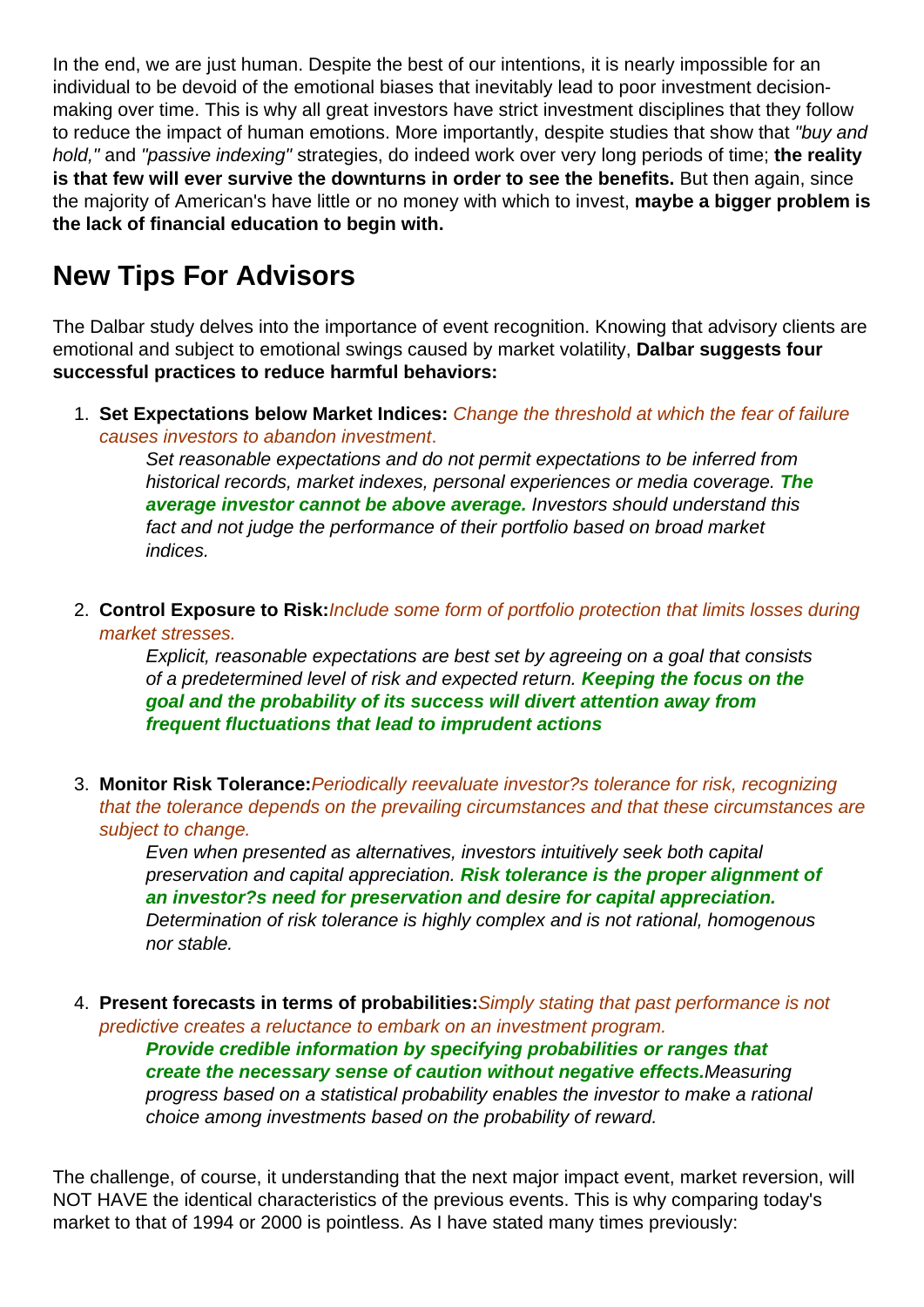In the end, we are just human. Despite the best of our intentions, it is nearly impossible for an individual to be devoid of the emotional biases that inevitably lead to poor investment decision-making over time. This is why all great investors have strict investment disciplines that they follow to reduce the impact of human emotions. More importantly, despite studies that show that *"buy and hold,"* and *"passive indexing"* strategies, do indeed work over very long periods of time; **the reality is that few will ever survive the downturns in order to see the benefits.** But then again, since the majority of American's have little or no money with which to invest, **maybe a bigger problem is the lack of financial education to begin with.**

## New Tips For Advisors

The Dalbar study delves into the importance of event recognition. Knowing that advisory clients are emotional and subject to emotional swings caused by market volatility, **Dalbar suggests four successful practices to reduce harmful behaviors:**

1. **Set Expectations below Market Indices:** *Change the threshold at which the fear of failure causes investors to abandon investment*.

   *Set reasonable expectations and do not permit expectations to be inferred from historical records, market indexes, personal experiences or media coverage.* ***The average investor cannot be above average.*** *Investors should understand this fact and not judge the performance of their portfolio based on broad market indices.*

2. **Control Exposure to Risk:***Include some form of portfolio protection that limits losses during market stresses.*

   *Explicit, reasonable expectations are best set by agreeing on a goal that consists of a predetermined level of risk and expected return.* ***Keeping the focus on the goal and the probability of its success will divert attention away from frequent fluctuations that lead to imprudent actions***

3. **Monitor Risk Tolerance:***Periodically reevaluate investor?s tolerance for risk, recognizing that the tolerance depends on the prevailing circumstances and that these circumstances are subject to change.*

   *Even when presented as alternatives, investors intuitively seek both capital preservation and capital appreciation.* ***Risk tolerance is the proper alignment of an investor?s need for preservation and desire for capital appreciation.*** *Determination of risk tolerance is highly complex and is not rational, homogenous nor stable.*

4. **Present forecasts in terms of probabilities:***Simply stating that past performance is not predictive creates a reluctance to embark on an investment program.*

   ***Provide credible information by specifying probabilities or ranges that create the necessary sense of caution without negative effects.****Measuring progress based on a statistical probability enables the investor to make a rational choice among investments based on the probability of reward.*

The challenge, of course, it understanding that the next major impact event, market reversion, will NOT HAVE the identical characteristics of the previous events. This is why comparing today's market to that of 1994 or 2000 is pointless. As I have stated many times previously: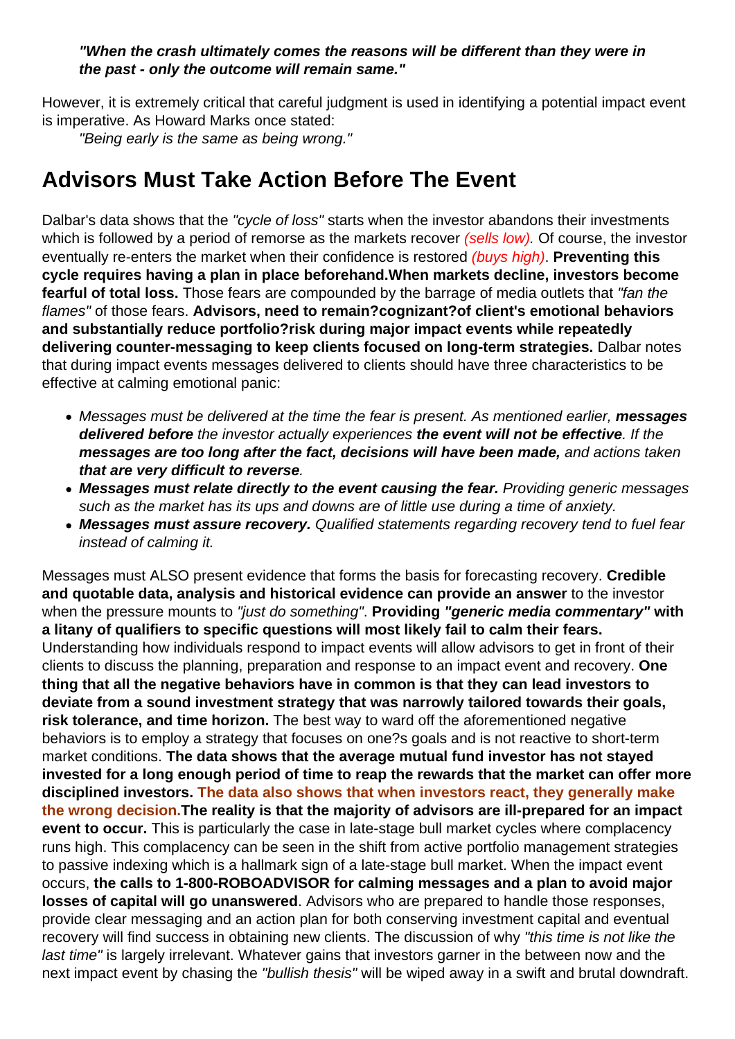*"When the crash ultimately comes the reasons will be different than they were in the past - only the outcome will remain same."*

However, it is extremely critical that careful judgment is used in identifying a potential impact event is imperative. As Howard Marks once stated:

*"Being early is the same as being wrong."*

## Advisors Must Take Action Before The Event

Dalbar's data shows that the *"cycle of loss"* starts when the investor abandons their investments which is followed by a period of remorse as the markets recover *(sells low).* Of course, the investor eventually re-enters the market when their confidence is restored *(buys high)*. **Preventing this cycle requires having a plan in place beforehand.When markets decline, investors become fearful of total loss.** Those fears are compounded by the barrage of media outlets that *"fan the flames"* of those fears. **Advisors, need to remain?cognizant?of client's emotional behaviors and substantially reduce portfolio?risk during major impact events while repeatedly delivering counter-messaging to keep clients focused on long-term strategies.** Dalbar notes that during impact events messages delivered to clients should have three characteristics to be effective at calming emotional panic:

- *Messages must be delivered at the time the fear is present. As mentioned earlier, **messages delivered before** the investor actually experiences **the event will not be effective**. If the **messages are too long after the fact, decisions will have been made,** and actions taken **that are very difficult to reverse**.*
- ***Messages must relate directly to the event causing the fear.** Providing generic messages such as the market has its ups and downs are of little use during a time of anxiety.*
- ***Messages must assure recovery.** Qualified statements regarding recovery tend to fuel fear instead of calming it.*

Messages must ALSO present evidence that forms the basis for forecasting recovery. **Credible and quotable data, analysis and historical evidence can provide an answer** to the investor when the pressure mounts to *"just do something"*. **Providing *"generic media commentary"* with a litany of qualifiers to specific questions will most likely fail to calm their fears.** Understanding how individuals respond to impact events will allow advisors to get in front of their clients to discuss the planning, preparation and response to an impact event and recovery. **One thing that all the negative behaviors have in common is that they can lead investors to deviate from a sound investment strategy that was narrowly tailored towards their goals, risk tolerance, and time horizon.** The best way to ward off the aforementioned negative behaviors is to employ a strategy that focuses on one?s goals and is not reactive to short-term market conditions. **The data shows that the average mutual fund investor has not stayed invested for a long enough period of time to reap the rewards that the market can offer more disciplined investors. The data also shows that when investors react, they generally make the wrong decision.The reality is that the majority of advisors are ill-prepared for an impact event to occur.** This is particularly the case in late-stage bull market cycles where complacency runs high. This complacency can be seen in the shift from active portfolio management strategies to passive indexing which is a hallmark sign of a late-stage bull market. When the impact event occurs, **the calls to 1-800-ROBOADVISOR for calming messages and a plan to avoid major losses of capital will go unanswered**. Advisors who are prepared to handle those responses, provide clear messaging and an action plan for both conserving investment capital and eventual recovery will find success in obtaining new clients. The discussion of why *"this time is not like the last time"* is largely irrelevant. Whatever gains that investors garner in the between now and the next impact event by chasing the *"bullish thesis"* will be wiped away in a swift and brutal downdraft.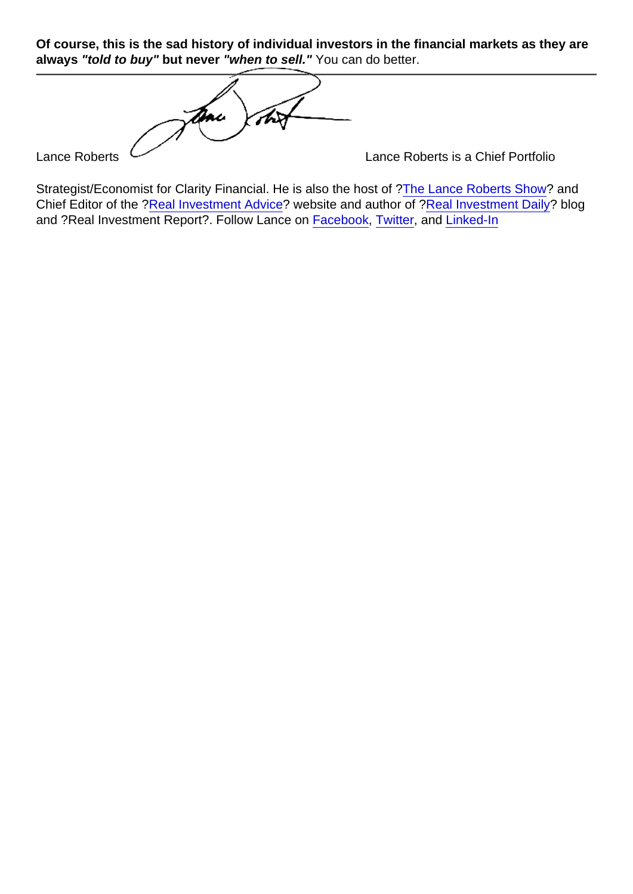**Of course, this is the sad history of individual investors in the financial markets as they are always *"told to buy"* but never *"when to sell."*** You can do better.

---

Lance Roberts

Lance Roberts is a Chief Portfolio Strategist/Economist for Clarity Financial. He is also the host of ?The Lance Roberts Show? and Chief Editor of the ?Real Investment Advice? website and author of ?Real Investment Daily? blog and ?Real Investment Report?. Follow Lance on Facebook, Twitter, and Linked-In